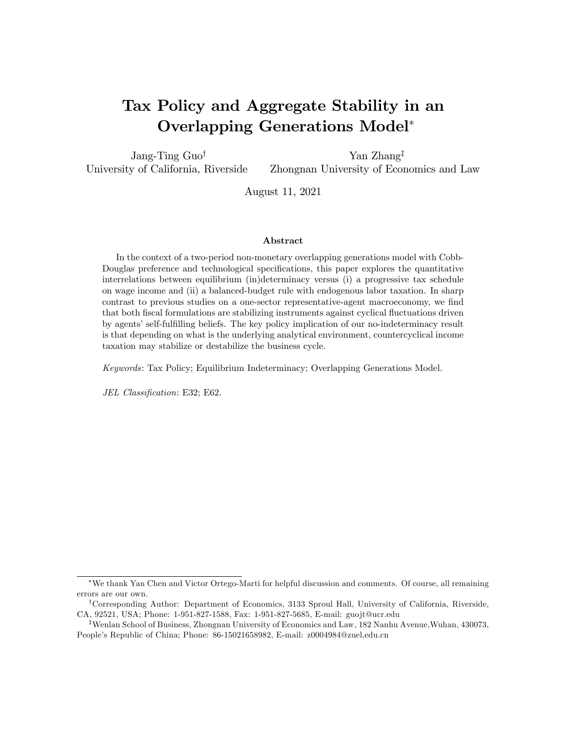# Tax Policy and Aggregate Stability in an Overlapping Generations Model[*]

Jang-Ting Guo[†]
University of California, Riverside

Yan Zhang[‡]
Zhongnan University of Economics and Law

August 11, 2021

### Abstract

In the context of a two-period non-monetary overlapping generations model with Cobb-Douglas preference and technological specifications, this paper explores the quantitative interrelations between equilibrium (in)determinacy versus (i) a progressive tax schedule on wage income and (ii) a balanced-budget rule with endogenous labor taxation. In sharp contrast to previous studies on a one-sector representative-agent macroeconomy, we find that both fiscal formulations are stabilizing instruments against cyclical fluctuations driven by agents' self-fulfilling beliefs. The key policy implication of our no-indeterminacy result is that depending on what is the underlying analytical environment, countercyclical income taxation may stabilize or destabilize the business cycle.

*Keywords*: Tax Policy; Equilibrium Indeterminacy; Overlapping Generations Model.

*JEL Classification*: E32; E62.

---

[*] We thank Yan Chen and Victor Ortego-Marti for helpful discussion and comments. Of course, all remaining errors are our own.

[†] Corresponding Author: Department of Economics, 3133 Sproul Hall, University of California, Riverside, CA, 92521, USA; Phone: 1-951-827-1588, Fax: 1-951-827-5685, E-mail: guojt@ucr.edu

[‡] Wenlan School of Business, Zhongnan University of Economics and Law, 182 Nanhu Avenue,Wuhan, 430073, People's Republic of China; Phone: 86-15021658982, E-mail: z0004984@zuel.edu.cn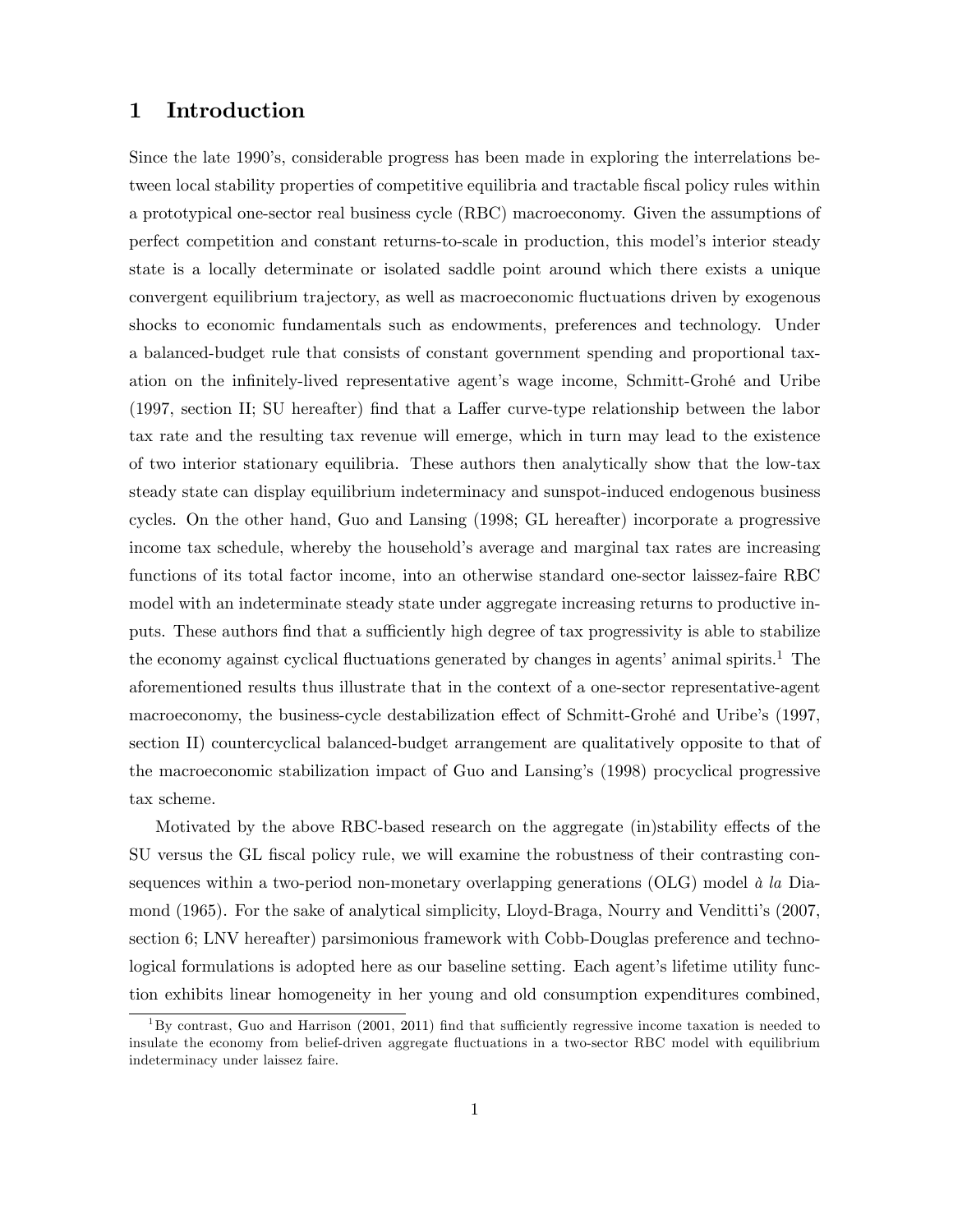# 1 Introduction

Since the late 1990's, considerable progress has been made in exploring the interrelations between local stability properties of competitive equilibria and tractable fiscal policy rules within a prototypical one-sector real business cycle (RBC) macroeconomy. Given the assumptions of perfect competition and constant returns-to-scale in production, this model's interior steady state is a locally determinate or isolated saddle point around which there exists a unique convergent equilibrium trajectory, as well as macroeconomic fluctuations driven by exogenous shocks to economic fundamentals such as endowments, preferences and technology. Under a balanced-budget rule that consists of constant government spending and proportional taxation on the infinitely-lived representative agent's wage income, Schmitt-Grohé and Uribe (1997, section II; SU hereafter) find that a Laffer curve-type relationship between the labor tax rate and the resulting tax revenue will emerge, which in turn may lead to the existence of two interior stationary equilibria. These authors then analytically show that the low-tax steady state can display equilibrium indeterminacy and sunspot-induced endogenous business cycles. On the other hand, Guo and Lansing (1998; GL hereafter) incorporate a progressive income tax schedule, whereby the household's average and marginal tax rates are increasing functions of its total factor income, into an otherwise standard one-sector laissez-faire RBC model with an indeterminate steady state under aggregate increasing returns to productive inputs. These authors find that a sufficiently high degree of tax progressivity is able to stabilize the economy against cyclical fluctuations generated by changes in agents' animal spirits.[1] The aforementioned results thus illustrate that in the context of a one-sector representative-agent macroeconomy, the business-cycle destabilization effect of Schmitt-Grohé and Uribe's (1997, section II) countercyclical balanced-budget arrangement are qualitatively opposite to that of the macroeconomic stabilization impact of Guo and Lansing's (1998) procyclical progressive tax scheme.

Motivated by the above RBC-based research on the aggregate (in)stability effects of the SU versus the GL fiscal policy rule, we will examine the robustness of their contrasting consequences within a two-period non-monetary overlapping generations (OLG) model *à la* Diamond (1965). For the sake of analytical simplicity, Lloyd-Braga, Nourry and Venditti's (2007, section 6; LNV hereafter) parsimonious framework with Cobb-Douglas preference and technological formulations is adopted here as our baseline setting. Each agent's lifetime utility function exhibits linear homogeneity in her young and old consumption expenditures combined,

[1] By contrast, Guo and Harrison (2001, 2011) find that sufficiently regressive income taxation is needed to insulate the economy from belief-driven aggregate fluctuations in a two-sector RBC model with equilibrium indeterminacy under laissez faire.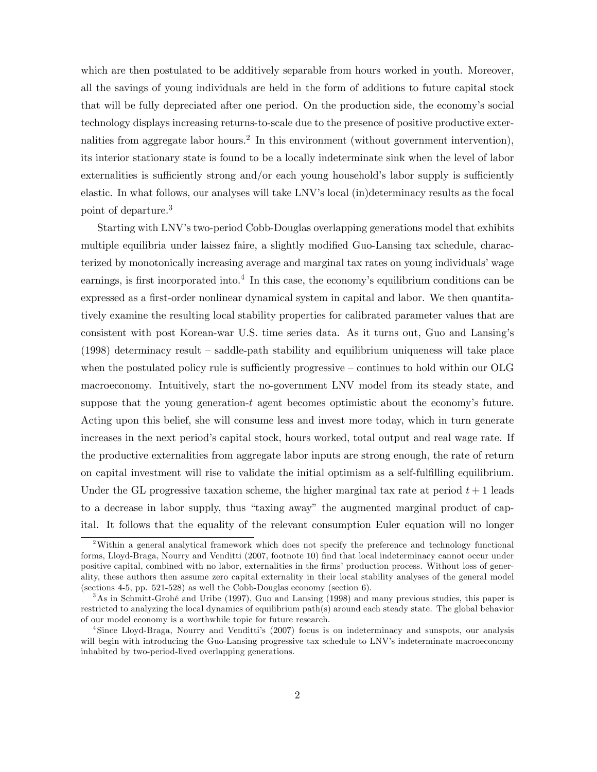which are then postulated to be additively separable from hours worked in youth. Moreover, all the savings of young individuals are held in the form of additions to future capital stock that will be fully depreciated after one period. On the production side, the economy's social technology displays increasing returns-to-scale due to the presence of positive productive externalities from aggregate labor hours.[2] In this environment (without government intervention), its interior stationary state is found to be a locally indeterminate sink when the level of labor externalities is sufficiently strong and/or each young household's labor supply is sufficiently elastic. In what follows, our analyses will take LNV's local (in)determinacy results as the focal point of departure.[3]

Starting with LNV's two-period Cobb-Douglas overlapping generations model that exhibits multiple equilibria under laissez faire, a slightly modified Guo-Lansing tax schedule, characterized by monotonically increasing average and marginal tax rates on young individuals' wage earnings, is first incorporated into.[4] In this case, the economy's equilibrium conditions can be expressed as a first-order nonlinear dynamical system in capital and labor. We then quantitatively examine the resulting local stability properties for calibrated parameter values that are consistent with post Korean-war U.S. time series data. As it turns out, Guo and Lansing's (1998) determinacy result – saddle-path stability and equilibrium uniqueness will take place when the postulated policy rule is sufficiently progressive – continues to hold within our OLG macroeconomy. Intuitively, start the no-government LNV model from its steady state, and suppose that the young generation-$t$ agent becomes optimistic about the economy's future. Acting upon this belief, she will consume less and invest more today, which in turn generate increases in the next period's capital stock, hours worked, total output and real wage rate. If the productive externalities from aggregate labor inputs are strong enough, the rate of return on capital investment will rise to validate the initial optimism as a self-fulfilling equilibrium. Under the GL progressive taxation scheme, the higher marginal tax rate at period $t+1$ leads to a decrease in labor supply, thus "taxing away" the augmented marginal product of capital. It follows that the equality of the relevant consumption Euler equation will no longer

[2] Within a general analytical framework which does not specify the preference and technology functional forms, Lloyd-Braga, Nourry and Venditti (2007, footnote 10) find that local indeterminacy cannot occur under positive capital, combined with no labor, externalities in the firms' production process. Without loss of generality, these authors then assume zero capital externality in their local stability analyses of the general model (sections 4-5, pp. 521-528) as well the Cobb-Douglas economy (section 6).

[3] As in Schmitt-Grohé and Uribe (1997), Guo and Lansing (1998) and many previous studies, this paper is restricted to analyzing the local dynamics of equilibrium path(s) around each steady state. The global behavior of our model economy is a worthwhile topic for future research.

[4] Since Lloyd-Braga, Nourry and Venditti's (2007) focus is on indeterminacy and sunspots, our analysis will begin with introducing the Guo-Lansing progressive tax schedule to LNV's indeterminate macroeconomy inhabited by two-period-lived overlapping generations.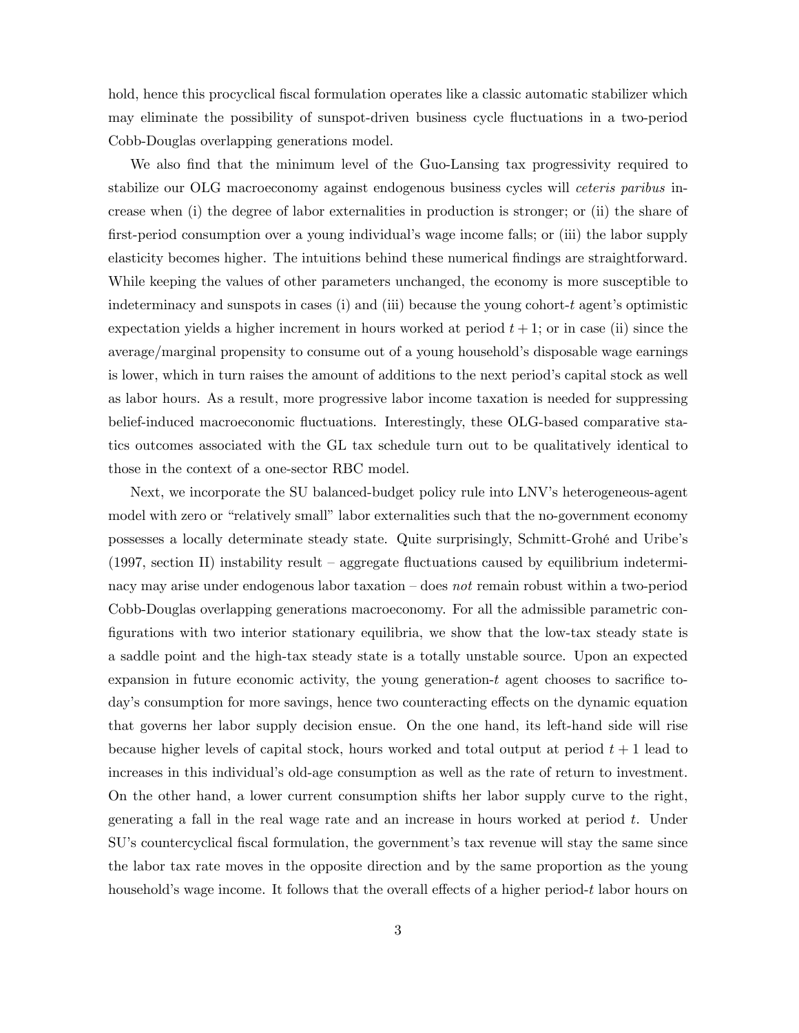hold, hence this procyclical fiscal formulation operates like a classic automatic stabilizer which may eliminate the possibility of sunspot-driven business cycle fluctuations in a two-period Cobb-Douglas overlapping generations model.

We also find that the minimum level of the Guo-Lansing tax progressivity required to stabilize our OLG macroeconomy against endogenous business cycles will *ceteris paribus* increase when (i) the degree of labor externalities in production is stronger; or (ii) the share of first-period consumption over a young individual's wage income falls; or (iii) the labor supply elasticity becomes higher. The intuitions behind these numerical findings are straightforward. While keeping the values of other parameters unchanged, the economy is more susceptible to indeterminacy and sunspots in cases (i) and (iii) because the young cohort-$t$ agent's optimistic expectation yields a higher increment in hours worked at period $t+1$; or in case (ii) since the average/marginal propensity to consume out of a young household's disposable wage earnings is lower, which in turn raises the amount of additions to the next period's capital stock as well as labor hours. As a result, more progressive labor income taxation is needed for suppressing belief-induced macroeconomic fluctuations. Interestingly, these OLG-based comparative statics outcomes associated with the GL tax schedule turn out to be qualitatively identical to those in the context of a one-sector RBC model.

Next, we incorporate the SU balanced-budget policy rule into LNV's heterogeneous-agent model with zero or "relatively small" labor externalities such that the no-government economy possesses a locally determinate steady state. Quite surprisingly, Schmitt-Grohé and Uribe's (1997, section II) instability result – aggregate fluctuations caused by equilibrium indeterminacy may arise under endogenous labor taxation – does *not* remain robust within a two-period Cobb-Douglas overlapping generations macroeconomy. For all the admissible parametric configurations with two interior stationary equilibria, we show that the low-tax steady state is a saddle point and the high-tax steady state is a totally unstable source. Upon an expected expansion in future economic activity, the young generation-$t$ agent chooses to sacrifice today's consumption for more savings, hence two counteracting effects on the dynamic equation that governs her labor supply decision ensue. On the one hand, its left-hand side will rise because higher levels of capital stock, hours worked and total output at period $t+1$ lead to increases in this individual's old-age consumption as well as the rate of return to investment. On the other hand, a lower current consumption shifts her labor supply curve to the right, generating a fall in the real wage rate and an increase in hours worked at period $t$. Under SU's countercyclical fiscal formulation, the government's tax revenue will stay the same since the labor tax rate moves in the opposite direction and by the same proportion as the young household's wage income. It follows that the overall effects of a higher period-$t$ labor hours on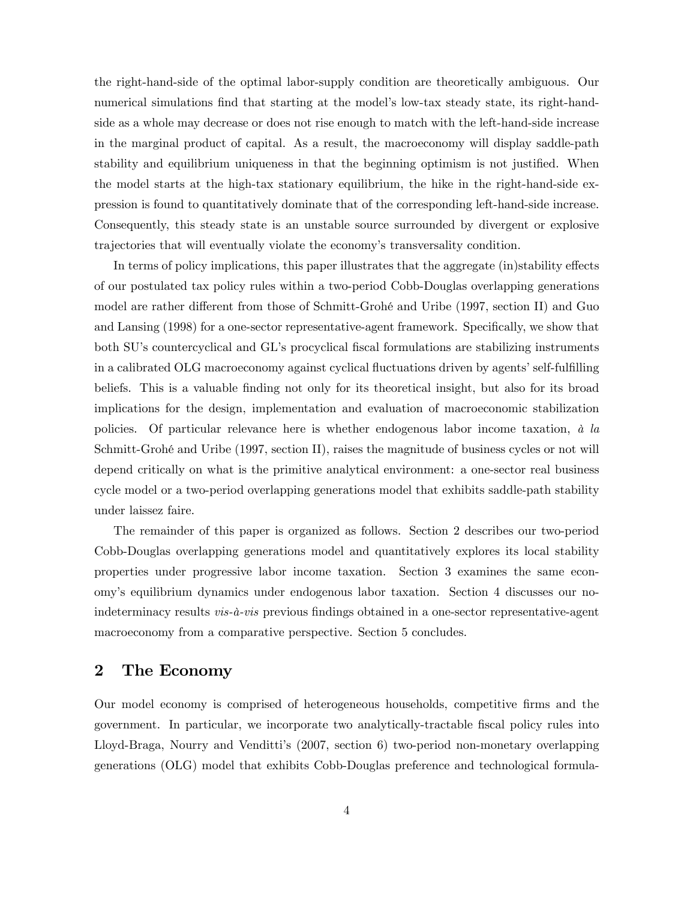the right-hand-side of the optimal labor-supply condition are theoretically ambiguous. Our numerical simulations find that starting at the model's low-tax steady state, its right-hand-side as a whole may decrease or does not rise enough to match with the left-hand-side increase in the marginal product of capital. As a result, the macroeconomy will display saddle-path stability and equilibrium uniqueness in that the beginning optimism is not justified. When the model starts at the high-tax stationary equilibrium, the hike in the right-hand-side expression is found to quantitatively dominate that of the corresponding left-hand-side increase. Consequently, this steady state is an unstable source surrounded by divergent or explosive trajectories that will eventually violate the economy's transversality condition.

In terms of policy implications, this paper illustrates that the aggregate (in)stability effects of our postulated tax policy rules within a two-period Cobb-Douglas overlapping generations model are rather different from those of Schmitt-Grohé and Uribe (1997, section II) and Guo and Lansing (1998) for a one-sector representative-agent framework. Specifically, we show that both SU's countercyclical and GL's procyclical fiscal formulations are stabilizing instruments in a calibrated OLG macroeconomy against cyclical fluctuations driven by agents' self-fulfilling beliefs. This is a valuable finding not only for its theoretical insight, but also for its broad implications for the design, implementation and evaluation of macroeconomic stabilization policies. Of particular relevance here is whether endogenous labor income taxation, *à la* Schmitt-Grohé and Uribe (1997, section II), raises the magnitude of business cycles or not will depend critically on what is the primitive analytical environment: a one-sector real business cycle model or a two-period overlapping generations model that exhibits saddle-path stability under laissez faire.

The remainder of this paper is organized as follows. Section 2 describes our two-period Cobb-Douglas overlapping generations model and quantitatively explores its local stability properties under progressive labor income taxation. Section 3 examines the same economy's equilibrium dynamics under endogenous labor taxation. Section 4 discusses our no-indeterminacy results *vis-à-vis* previous findings obtained in a one-sector representative-agent macroeconomy from a comparative perspective. Section 5 concludes.

## 2 The Economy

Our model economy is comprised of heterogeneous households, competitive firms and the government. In particular, we incorporate two analytically-tractable fiscal policy rules into Lloyd-Braga, Nourry and Venditti's (2007, section 6) two-period non-monetary overlapping generations (OLG) model that exhibits Cobb-Douglas preference and technological formula-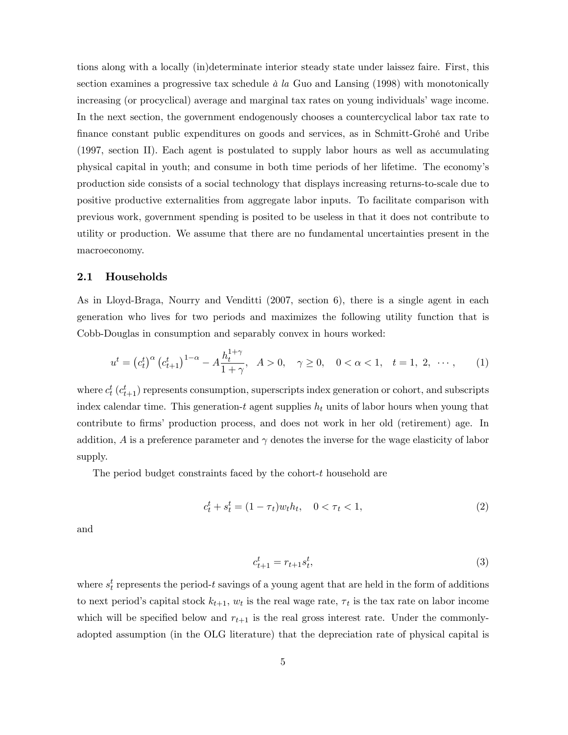tions along with a locally (in)determinate interior steady state under laissez faire. First, this section examines a progressive tax schedule *à la* Guo and Lansing (1998) with monotonically increasing (or procyclical) average and marginal tax rates on young individuals' wage income. In the next section, the government endogenously chooses a countercyclical labor tax rate to finance constant public expenditures on goods and services, as in Schmitt-Grohé and Uribe (1997, section II). Each agent is postulated to supply labor hours as well as accumulating physical capital in youth; and consume in both time periods of her lifetime. The economy's production side consists of a social technology that displays increasing returns-to-scale due to positive productive externalities from aggregate labor inputs. To facilitate comparison with previous work, government spending is posited to be useless in that it does not contribute to utility or production. We assume that there are no fundamental uncertainties present in the macroeconomy.

## 2.1 Households

As in Lloyd-Braga, Nourry and Venditti (2007, section 6), there is a single agent in each generation who lives for two periods and maximizes the following utility function that is Cobb-Douglas in consumption and separably convex in hours worked:

$$u^t = \left(c_t^t\right)^{\alpha} \left(c_{t+1}^t\right)^{1-\alpha} - A\frac{h_t^{1+\gamma}}{1+\gamma}, \quad A > 0, \quad \gamma \geq 0, \quad 0 < \alpha < 1, \quad t = 1, \ 2, \ \cdots, \tag{1}$$

where $c_t^t$ $(c_{t+1}^t)$ represents consumption, superscripts index generation or cohort, and subscripts index calendar time. This generation-$t$ agent supplies $h_t$ units of labor hours when young that contribute to firms' production process, and does not work in her old (retirement) age. In addition, $A$ is a preference parameter and $\gamma$ denotes the inverse for the wage elasticity of labor supply.

The period budget constraints faced by the cohort-$t$ household are

$$c_t^t + s_t^t = (1 - \tau_t) w_t h_t, \quad 0 < \tau_t < 1, \tag{2}$$

and

$$c_{t+1}^t = r_{t+1} s_t^t, \tag{3}$$

where $s_t^t$ represents the period-$t$ savings of a young agent that are held in the form of additions to next period's capital stock $k_{t+1}$, $w_t$ is the real wage rate, $\tau_t$ is the tax rate on labor income which will be specified below and $r_{t+1}$ is the real gross interest rate. Under the commonly-adopted assumption (in the OLG literature) that the depreciation rate of physical capital is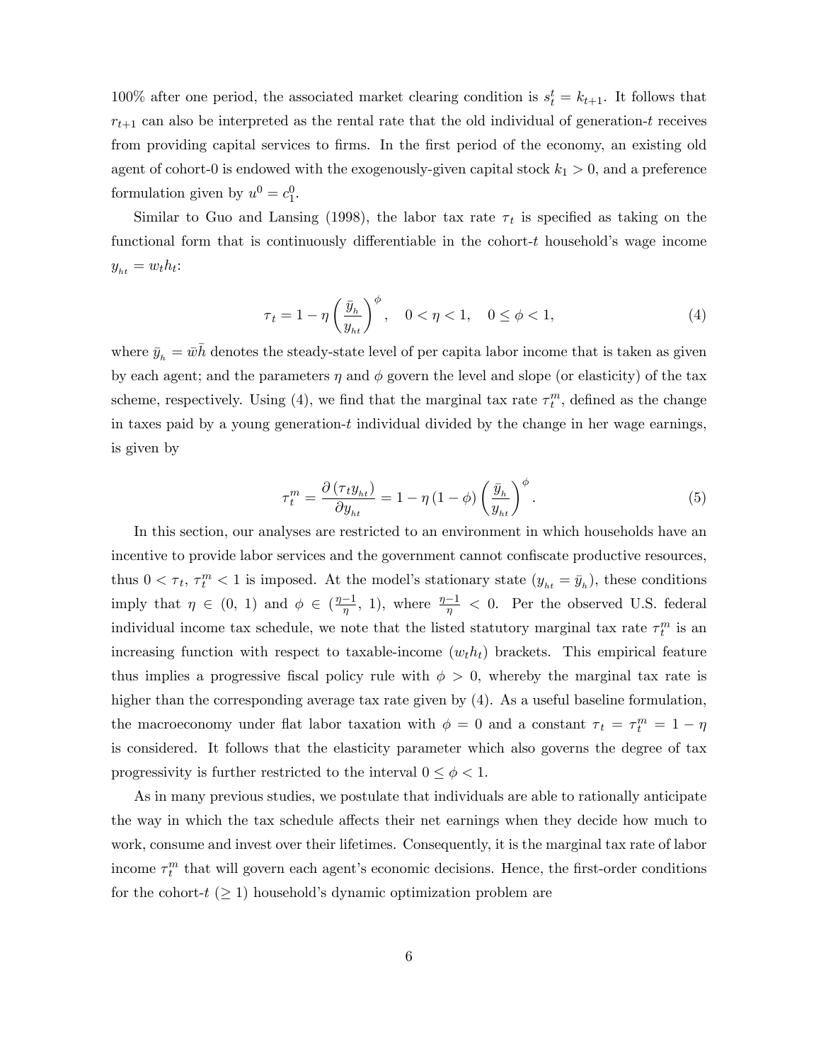100% after one period, the associated market clearing condition is $s_t^t = k_{t+1}$. It follows that $r_{t+1}$ can also be interpreted as the rental rate that the old individual of generation-$t$ receives from providing capital services to firms. In the first period of the economy, an existing old agent of cohort-0 is endowed with the exogenously-given capital stock $k_1 > 0$, and a preference formulation given by $u^0 = c_1^0$.

Similar to Guo and Lansing (1998), the labor tax rate $\tau_t$ is specified as taking on the functional form that is continuously differentiable in the cohort-$t$ household's wage income $y_{ht} = w_t h_t$:

$$\tau_t = 1 - \eta \left( \frac{\bar{y}_h}{y_{ht}} \right)^{\phi}, \quad 0 < \eta < 1, \quad 0 \leq \phi < 1, \tag{4}$$

where $\bar{y}_h = \bar{w}\bar{h}$ denotes the steady-state level of per capita labor income that is taken as given by each agent; and the parameters $\eta$ and $\phi$ govern the level and slope (or elasticity) of the tax scheme, respectively. Using (4), we find that the marginal tax rate $\tau_t^m$, defined as the change in taxes paid by a young generation-$t$ individual divided by the change in her wage earnings, is given by

$$\tau_t^m = \frac{\partial \left( \tau_t y_{ht} \right)}{\partial y_{ht}} = 1 - \eta \left( 1 - \phi \right) \left( \frac{\bar{y}_h}{y_{ht}} \right)^{\phi}. \tag{5}$$

In this section, our analyses are restricted to an environment in which households have an incentive to provide labor services and the government cannot confiscate productive resources, thus $0 < \tau_t, \tau_t^m < 1$ is imposed. At the model's stationary state ($y_{ht} = \bar{y}_h$), these conditions imply that $\eta \in (0, 1)$ and $\phi \in (\frac{\eta - 1}{\eta}, 1)$, where $\frac{\eta - 1}{\eta} < 0$. Per the observed U.S. federal individual income tax schedule, we note that the listed statutory marginal tax rate $\tau_t^m$ is an increasing function with respect to taxable-income ($w_t h_t$) brackets. This empirical feature thus implies a progressive fiscal policy rule with $\phi > 0$, whereby the marginal tax rate is higher than the corresponding average tax rate given by (4). As a useful baseline formulation, the macroeconomy under flat labor taxation with $\phi = 0$ and a constant $\tau_t = \tau_t^m = 1 - \eta$ is considered. It follows that the elasticity parameter which also governs the degree of tax progressivity is further restricted to the interval $0 \leq \phi < 1$.

As in many previous studies, we postulate that individuals are able to rationally anticipate the way in which the tax schedule affects their net earnings when they decide how much to work, consume and invest over their lifetimes. Consequently, it is the marginal tax rate of labor income $\tau_t^m$ that will govern each agent's economic decisions. Hence, the first-order conditions for the cohort-$t$ ($\geq 1$) household's dynamic optimization problem are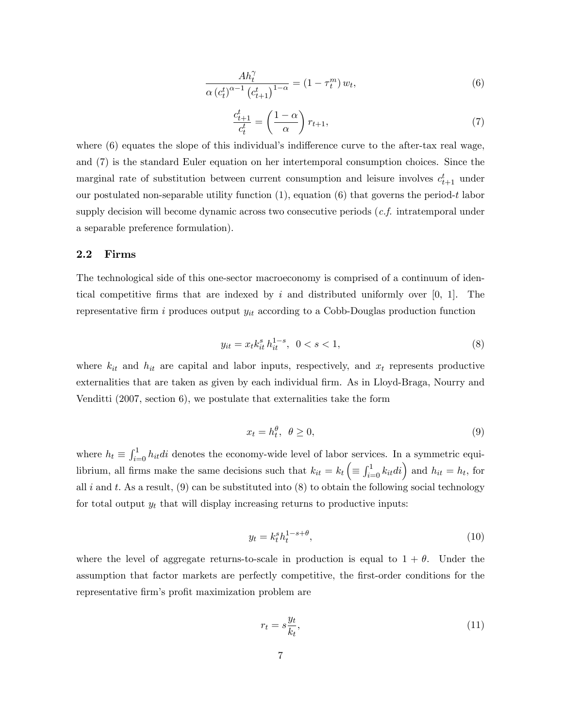$$\frac{Ah_t^{\gamma}}{\alpha \left(c_t^t\right)^{\alpha-1} \left(c_{t+1}^t\right)^{1-\alpha}} = \left(1 - \tau_t^m\right) w_t, \tag{6}$$

$$\frac{c_{t+1}^t}{c_t^t} = \left(\frac{1-\alpha}{\alpha}\right) r_{t+1}, \tag{7}$$

where (6) equates the slope of this individual's indifference curve to the after-tax real wage, and (7) is the standard Euler equation on her intertemporal consumption choices. Since the marginal rate of substitution between current consumption and leisure involves $c_{t+1}^t$ under our postulated non-separable utility function (1), equation (6) that governs the period-$t$ labor supply decision will become dynamic across two consecutive periods (*c.f.* intratemporal under a separable preference formulation).

## 2.2 Firms

The technological side of this one-sector macroeconomy is comprised of a continuum of identical competitive firms that are indexed by $i$ and distributed uniformly over [0, 1]. The representative firm $i$ produces output $y_{it}$ according to a Cobb-Douglas production function

$$y_{it} = x_t k_{it}^s h_{it}^{1-s}, \;\; 0 < s < 1, \tag{8}$$

where $k_{it}$ and $h_{it}$ are capital and labor inputs, respectively, and $x_t$ represents productive externalities that are taken as given by each individual firm. As in Lloyd-Braga, Nourry and Venditti (2007, section 6), we postulate that externalities take the form

$$x_t = h_t^{\theta}, \;\; \theta \geq 0, \tag{9}$$

where $h_t \equiv \int_{i=0}^{1} h_{it} di$ denotes the economy-wide level of labor services. In a symmetric equilibrium, all firms make the same decisions such that $k_{it} = k_t \left(\equiv \int_{i=0}^{1} k_{it} di\right)$ and $h_{it} = h_t$, for all $i$ and $t$. As a result, (9) can be substituted into (8) to obtain the following social technology for total output $y_t$ that will display increasing returns to productive inputs:

$$y_t = k_t^s h_t^{1-s+\theta}, \tag{10}$$

where the level of aggregate returns-to-scale in production is equal to $1 + \theta$. Under the assumption that factor markets are perfectly competitive, the first-order conditions for the representative firm's profit maximization problem are

$$r_t = s \frac{y_t}{k_t}, \tag{11}$$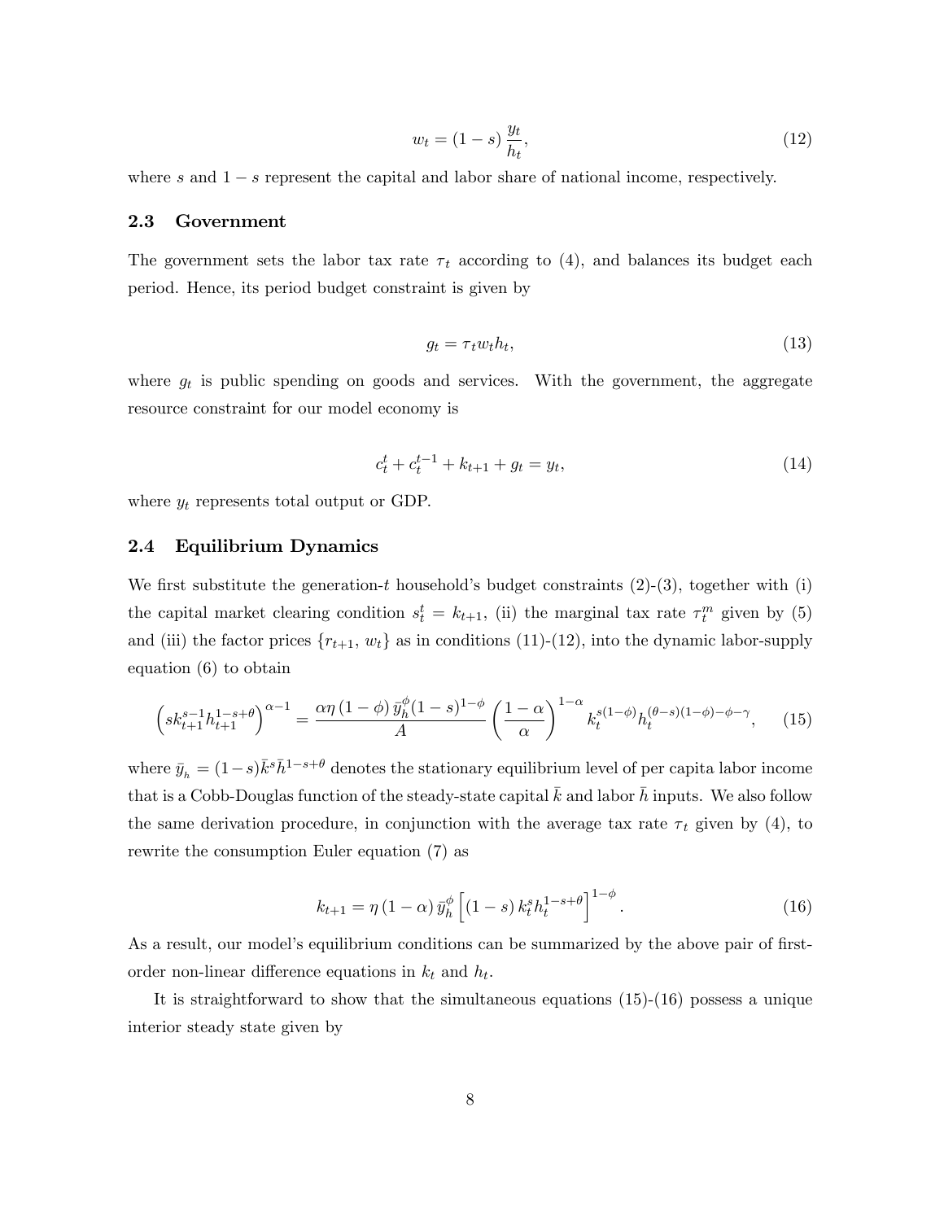$$w_t = (1-s)\,\frac{y_t}{h_t}, \tag{12}$$

where $s$ and $1-s$ represent the capital and labor share of national income, respectively.

### 2.3 Government

The government sets the labor tax rate $\tau_t$ according to (4), and balances its budget each period. Hence, its period budget constraint is given by

$$g_t = \tau_t w_t h_t, \tag{13}$$

where $g_t$ is public spending on goods and services. With the government, the aggregate resource constraint for our model economy is

$$c_t^t + c_t^{t-1} + k_{t+1} + g_t = y_t, \tag{14}$$

where $y_t$ represents total output or GDP.

### 2.4 Equilibrium Dynamics

We first substitute the generation-$t$ household's budget constraints (2)-(3), together with (i) the capital market clearing condition $s_t^t = k_{t+1}$, (ii) the marginal tax rate $\tau_t^m$ given by (5) and (iii) the factor prices $\{r_{t+1}, w_t\}$ as in conditions (11)-(12), into the dynamic labor-supply equation (6) to obtain

$$\left(s k_{t+1}^{s-1} h_{t+1}^{1-s+\theta}\right)^{\alpha-1} = \frac{\alpha\eta\,(1-\phi)\,\bar{y}_h^{\phi}(1-s)^{1-\phi}}{A}\left(\frac{1-\alpha}{\alpha}\right)^{1-\alpha} k_t^{s(1-\phi)} h_t^{(\theta-s)(1-\phi)-\phi-\gamma}, \tag{15}$$

where $\bar{y}_h = (1-s)\bar{k}^s\bar{h}^{1-s+\theta}$ denotes the stationary equilibrium level of per capita labor income that is a Cobb-Douglas function of the steady-state capital $\bar{k}$ and labor $\bar{h}$ inputs. We also follow the same derivation procedure, in conjunction with the average tax rate $\tau_t$ given by (4), to rewrite the consumption Euler equation (7) as

$$k_{t+1} = \eta\,(1-\alpha)\,\bar{y}_h^{\phi}\left[(1-s)\,k_t^s h_t^{1-s+\theta}\right]^{1-\phi}. \tag{16}$$

As a result, our model's equilibrium conditions can be summarized by the above pair of first-order non-linear difference equations in $k_t$ and $h_t$.

It is straightforward to show that the simultaneous equations (15)-(16) possess a unique interior steady state given by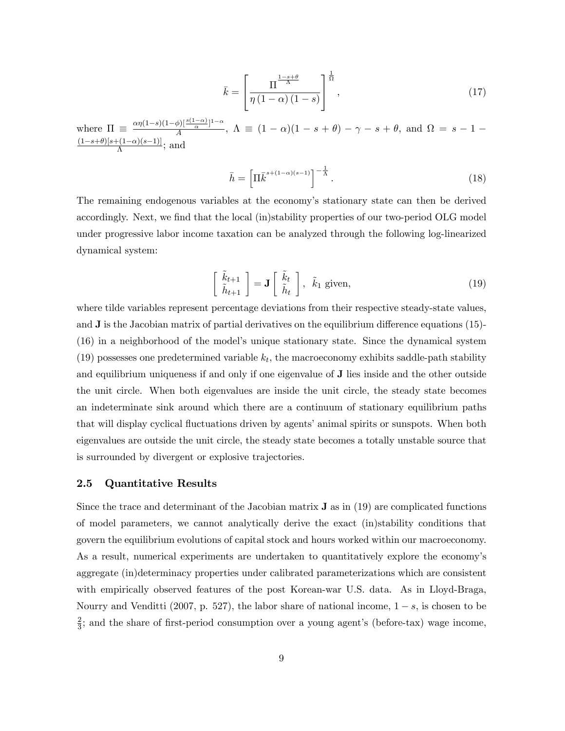$$\bar{k} = \left[ \frac{\Pi^{\frac{1-s+\theta}{\Lambda}}}{\eta (1-\alpha)(1-s)} \right]^{\frac{1}{\Omega}}, \tag{17}$$

where $\Pi \equiv \frac{\alpha\eta(1-s)(1-\phi)[\frac{s(1-\alpha)}{\alpha}]^{1-\alpha}}{A}$, $\Lambda \equiv (1-\alpha)(1-s+\theta) - \gamma - s + \theta$, and $\Omega = s - 1 - \frac{(1-s+\theta)[s+(1-\alpha)(s-1)]}{\Lambda}$; and

$$\bar{h} = \left[ \Pi \bar{k}^{s+(1-\alpha)(s-1)} \right]^{-\frac{1}{\Lambda}}. \tag{18}$$

The remaining endogenous variables at the economy's stationary state can then be derived accordingly. Next, we find that the local (in)stability properties of our two-period OLG model under progressive labor income taxation can be analyzed through the following log-linearized dynamical system:

$$\begin{bmatrix} \tilde{k}_{t+1} \\ \tilde{h}_{t+1} \end{bmatrix} = \mathbf{J} \begin{bmatrix} \tilde{k}_t \\ \tilde{h}_t \end{bmatrix}, \ \tilde{k}_1 \text{ given}, \tag{19}$$

where tilde variables represent percentage deviations from their respective steady-state values, and $\mathbf{J}$ is the Jacobian matrix of partial derivatives on the equilibrium difference equations (15)-(16) in a neighborhood of the model's unique stationary state. Since the dynamical system (19) possesses one predetermined variable $k_t$, the macroeconomy exhibits saddle-path stability and equilibrium uniqueness if and only if one eigenvalue of $\mathbf{J}$ lies inside and the other outside the unit circle. When both eigenvalues are inside the unit circle, the steady state becomes an indeterminate sink around which there are a continuum of stationary equilibrium paths that will display cyclical fluctuations driven by agents' animal spirits or sunspots. When both eigenvalues are outside the unit circle, the steady state becomes a totally unstable source that is surrounded by divergent or explosive trajectories.

### 2.5 Quantitative Results

Since the trace and determinant of the Jacobian matrix $\mathbf{J}$ as in (19) are complicated functions of model parameters, we cannot analytically derive the exact (in)stability conditions that govern the equilibrium evolutions of capital stock and hours worked within our macroeconomy. As a result, numerical experiments are undertaken to quantitatively explore the economy's aggregate (in)determinacy properties under calibrated parameterizations which are consistent with empirically observed features of the post Korean-war U.S. data. As in Lloyd-Braga, Nourry and Venditti (2007, p. 527), the labor share of national income, $1-s$, is chosen to be $\frac{2}{3}$; and the share of first-period consumption over a young agent's (before-tax) wage income,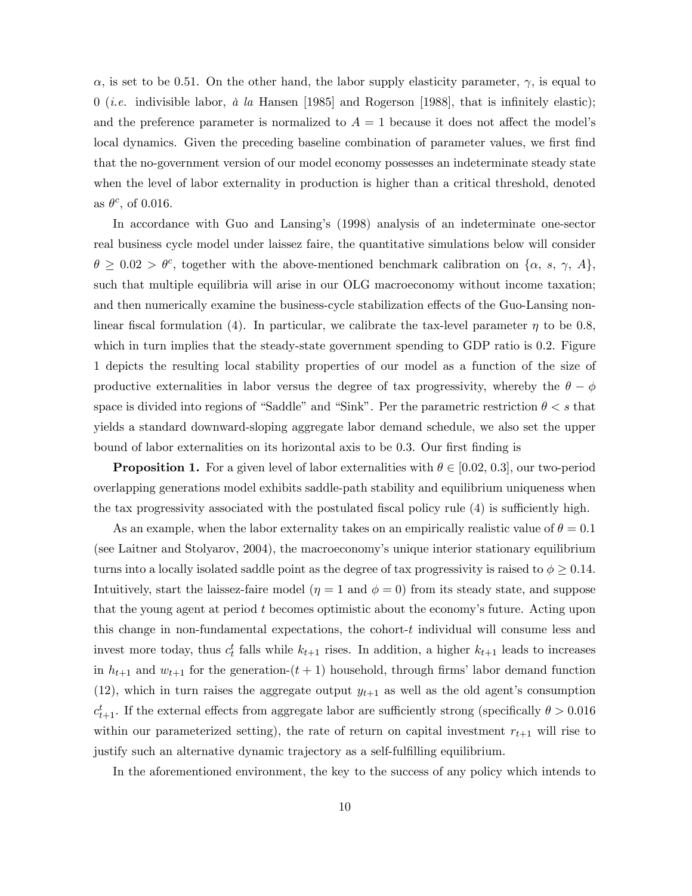$\alpha$, is set to be 0.51. On the other hand, the labor supply elasticity parameter, $\gamma$, is equal to 0 (*i.e.* indivisible labor, *à la* Hansen [1985] and Rogerson [1988], that is infinitely elastic); and the preference parameter is normalized to $A = 1$ because it does not affect the model's local dynamics. Given the preceding baseline combination of parameter values, we first find that the no-government version of our model economy possesses an indeterminate steady state when the level of labor externality in production is higher than a critical threshold, denoted as $\theta^c$, of 0.016.

In accordance with Guo and Lansing's (1998) analysis of an indeterminate one-sector real business cycle model under laissez faire, the quantitative simulations below will consider $\theta \geq 0.02 > \theta^c$, together with the above-mentioned benchmark calibration on $\{\alpha, s, \gamma, A\}$, such that multiple equilibria will arise in our OLG macroeconomy without income taxation; and then numerically examine the business-cycle stabilization effects of the Guo-Lansing non-linear fiscal formulation (4). In particular, we calibrate the tax-level parameter $\eta$ to be 0.8, which in turn implies that the steady-state government spending to GDP ratio is 0.2. Figure 1 depicts the resulting local stability properties of our model as a function of the size of productive externalities in labor versus the degree of tax progressivity, whereby the $\theta - \phi$ space is divided into regions of "Saddle" and "Sink". Per the parametric restriction $\theta < s$ that yields a standard downward-sloping aggregate labor demand schedule, we also set the upper bound of labor externalities on its horizontal axis to be 0.3. Our first finding is

**Proposition 1.** For a given level of labor externalities with $\theta \in [0.02, 0.3]$, our two-period overlapping generations model exhibits saddle-path stability and equilibrium uniqueness when the tax progressivity associated with the postulated fiscal policy rule (4) is sufficiently high.

As an example, when the labor externality takes on an empirically realistic value of $\theta = 0.1$ (see Laitner and Stolyarov, 2004), the macroeconomy's unique interior stationary equilibrium turns into a locally isolated saddle point as the degree of tax progressivity is raised to $\phi \geq 0.14$. Intuitively, start the laissez-faire model ($\eta = 1$ and $\phi = 0$) from its steady state, and suppose that the young agent at period $t$ becomes optimistic about the economy's future. Acting upon this change in non-fundamental expectations, the cohort-$t$ individual will consume less and invest more today, thus $c_t^t$ falls while $k_{t+1}$ rises. In addition, a higher $k_{t+1}$ leads to increases in $h_{t+1}$ and $w_{t+1}$ for the generation-$(t+1)$ household, through firms' labor demand function (12), which in turn raises the aggregate output $y_{t+1}$ as well as the old agent's consumption $c_{t+1}^t$. If the external effects from aggregate labor are sufficiently strong (specifically $\theta > 0.016$ within our parameterized setting), the rate of return on capital investment $r_{t+1}$ will rise to justify such an alternative dynamic trajectory as a self-fulfilling equilibrium.

In the aforementioned environment, the key to the success of any policy which intends to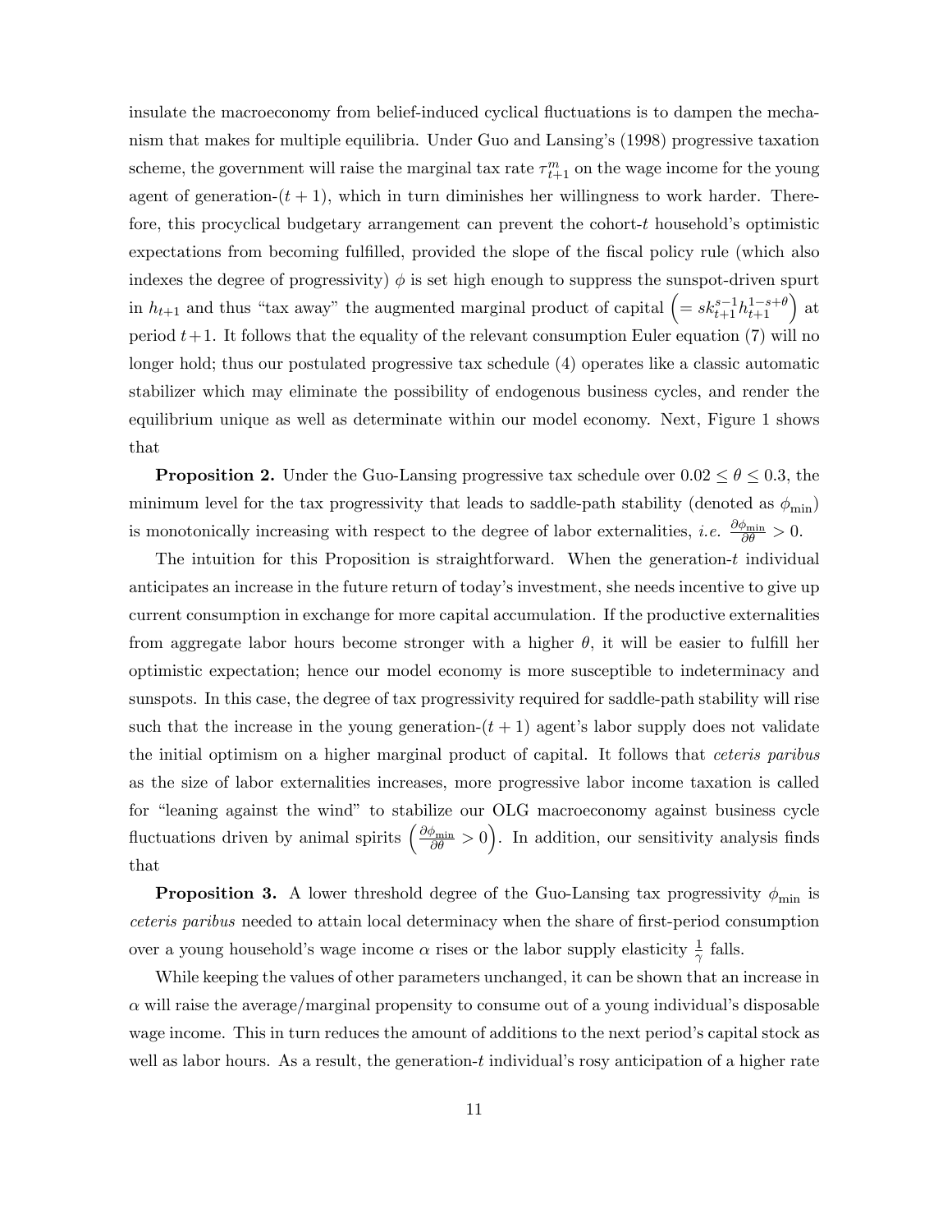insulate the macroeconomy from belief-induced cyclical fluctuations is to dampen the mechanism that makes for multiple equilibria. Under Guo and Lansing's (1998) progressive taxation scheme, the government will raise the marginal tax rate $\tau_{t+1}^{m}$ on the wage income for the young agent of generation-$(t+1)$, which in turn diminishes her willingness to work harder. Therefore, this procyclical budgetary arrangement can prevent the cohort-$t$ household's optimistic expectations from becoming fulfilled, provided the slope of the fiscal policy rule (which also indexes the degree of progressivity) $\phi$ is set high enough to suppress the sunspot-driven spurt in $h_{t+1}$ and thus "tax away" the augmented marginal product of capital $\left(= sk_{t+1}^{s-1}h_{t+1}^{1-s+\theta}\right)$ at period $t+1$. It follows that the equality of the relevant consumption Euler equation (7) will no longer hold; thus our postulated progressive tax schedule (4) operates like a classic automatic stabilizer which may eliminate the possibility of endogenous business cycles, and render the equilibrium unique as well as determinate within our model economy. Next, Figure 1 shows that

**Proposition 2.** Under the Guo-Lansing progressive tax schedule over $0.02 \leq \theta \leq 0.3$, the minimum level for the tax progressivity that leads to saddle-path stability (denoted as $\phi_{\min}$) is monotonically increasing with respect to the degree of labor externalities, *i.e.* $\frac{\partial \phi_{\min}}{\partial \theta} > 0$.

The intuition for this Proposition is straightforward. When the generation-$t$ individual anticipates an increase in the future return of today's investment, she needs incentive to give up current consumption in exchange for more capital accumulation. If the productive externalities from aggregate labor hours become stronger with a higher $\theta$, it will be easier to fulfill her optimistic expectation; hence our model economy is more susceptible to indeterminacy and sunspots. In this case, the degree of tax progressivity required for saddle-path stability will rise such that the increase in the young generation-$(t+1)$ agent's labor supply does not validate the initial optimism on a higher marginal product of capital. It follows that *ceteris paribus* as the size of labor externalities increases, more progressive labor income taxation is called for "leaning against the wind" to stabilize our OLG macroeconomy against business cycle fluctuations driven by animal spirits $\left(\frac{\partial \phi_{\min}}{\partial \theta} > 0\right)$. In addition, our sensitivity analysis finds that

**Proposition 3.** A lower threshold degree of the Guo-Lansing tax progressivity $\phi_{\min}$ is *ceteris paribus* needed to attain local determinacy when the share of first-period consumption over a young household's wage income $\alpha$ rises or the labor supply elasticity $\frac{1}{\gamma}$ falls.

While keeping the values of other parameters unchanged, it can be shown that an increase in $\alpha$ will raise the average/marginal propensity to consume out of a young individual's disposable wage income. This in turn reduces the amount of additions to the next period's capital stock as well as labor hours. As a result, the generation-$t$ individual's rosy anticipation of a higher rate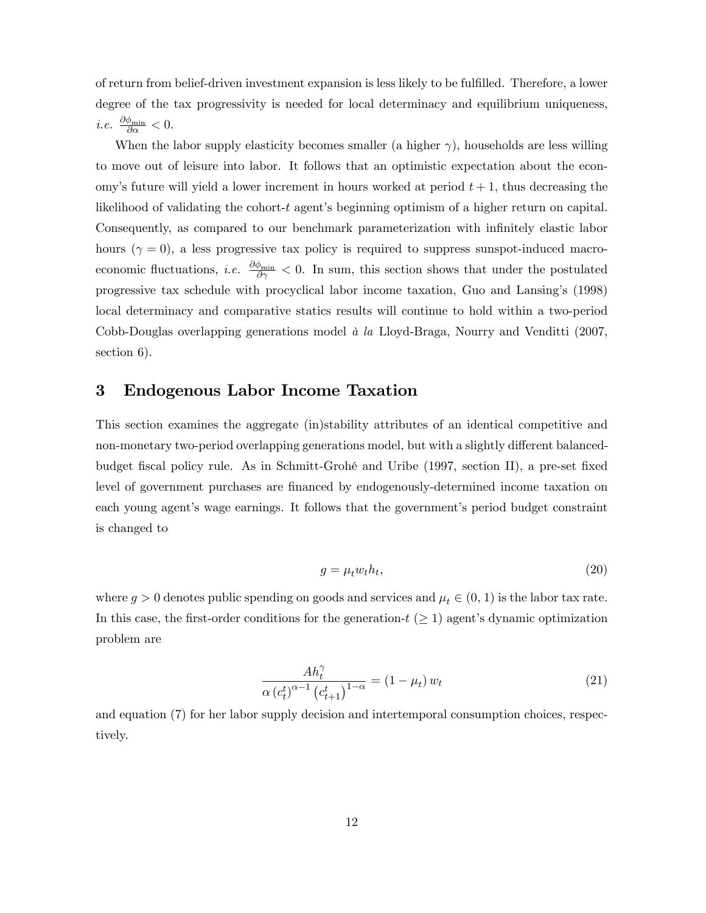of return from belief-driven investment expansion is less likely to be fulfilled. Therefore, a lower degree of the tax progressivity is needed for local determinacy and equilibrium uniqueness, *i.e.* $\frac{\partial \phi_{\min}}{\partial \alpha} < 0$.

When the labor supply elasticity becomes smaller (a higher $\gamma$), households are less willing to move out of leisure into labor. It follows that an optimistic expectation about the economy's future will yield a lower increment in hours worked at period $t+1$, thus decreasing the likelihood of validating the cohort-$t$ agent's beginning optimism of a higher return on capital. Consequently, as compared to our benchmark parameterization with infinitely elastic labor hours ($\gamma = 0$), a less progressive tax policy is required to suppress sunspot-induced macroeconomic fluctuations, *i.e.* $\frac{\partial \phi_{\min}}{\partial \gamma} < 0$. In sum, this section shows that under the postulated progressive tax schedule with procyclical labor income taxation, Guo and Lansing's (1998) local determinacy and comparative statics results will continue to hold within a two-period Cobb-Douglas overlapping generations model *à la* Lloyd-Braga, Nourry and Venditti (2007, section 6).

## 3 Endogenous Labor Income Taxation

This section examines the aggregate (in)stability attributes of an identical competitive and non-monetary two-period overlapping generations model, but with a slightly different balanced-budget fiscal policy rule. As in Schmitt-Grohé and Uribe (1997, section II), a pre-set fixed level of government purchases are financed by endogenously-determined income taxation on each young agent's wage earnings. It follows that the government's period budget constraint is changed to

$$g = \mu_t w_t h_t, \tag{20}$$

where $g > 0$ denotes public spending on goods and services and $\mu_t \in (0, 1)$ is the labor tax rate. In this case, the first-order conditions for the generation-$t$ ($\geq 1$) agent's dynamic optimization problem are

$$\frac{A h_t^{\gamma}}{\alpha \left(c_t^t\right)^{\alpha - 1} \left(c_{t+1}^t\right)^{1-\alpha}} = (1 - \mu_t) \, w_t \tag{21}$$

and equation (7) for her labor supply decision and intertemporal consumption choices, respectively.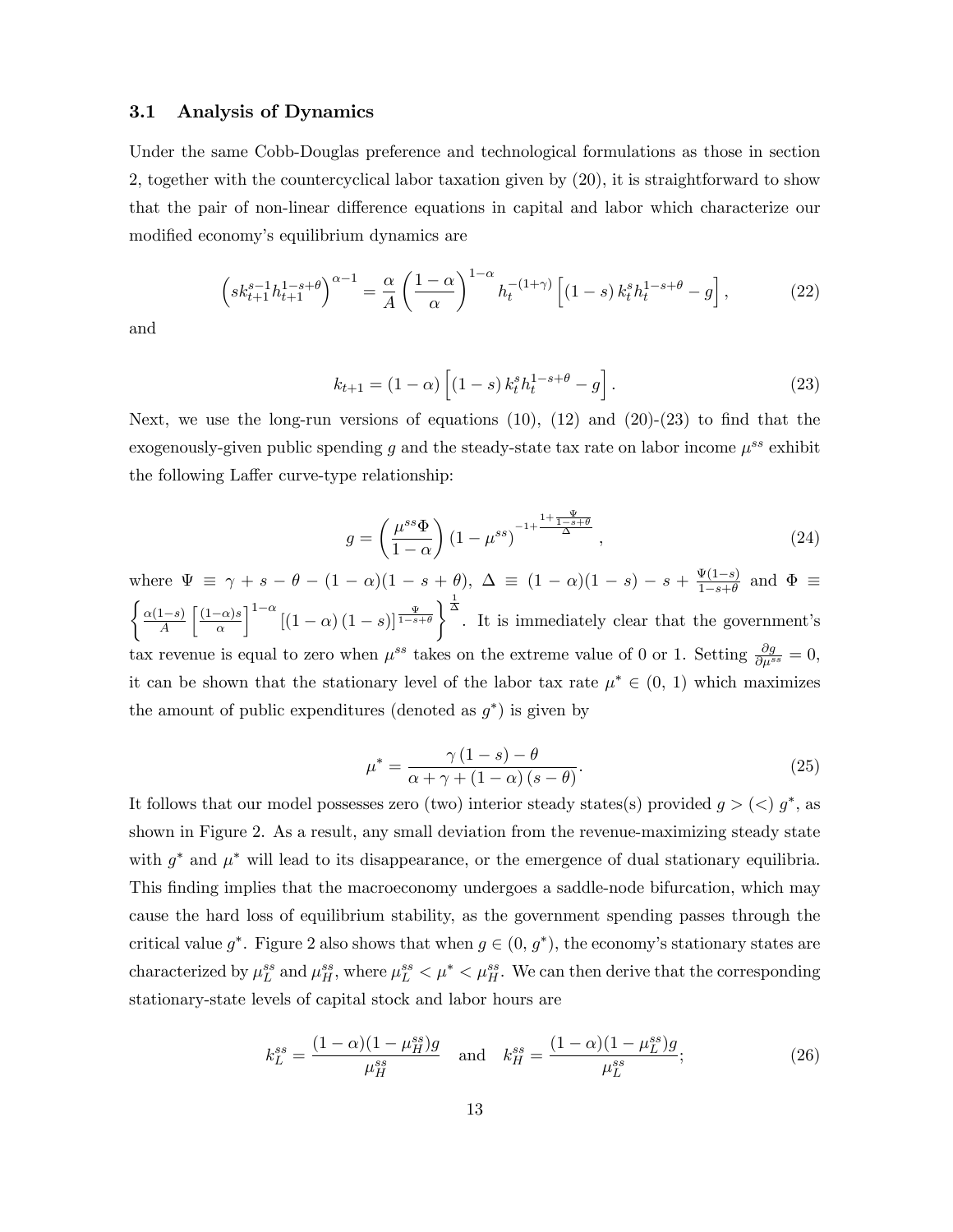### 3.1 Analysis of Dynamics

Under the same Cobb-Douglas preference and technological formulations as those in section 2, together with the countercyclical labor taxation given by (20), it is straightforward to show that the pair of non-linear difference equations in capital and labor which characterize our modified economy's equilibrium dynamics are

$$\left(sk_{t+1}^{s-1}h_{t+1}^{1-s+\theta}\right)^{\alpha-1} = \frac{\alpha}{A}\left(\frac{1-\alpha}{\alpha}\right)^{1-\alpha} h_t^{-(1+\gamma)}\left[(1-s)\,k_t^s h_t^{1-s+\theta} - g\right], \tag{22}$$

and

$$k_{t+1} = (1-\alpha)\left[(1-s)\,k_t^s h_t^{1-s+\theta} - g\right]. \tag{23}$$

Next, we use the long-run versions of equations (10), (12) and (20)-(23) to find that the exogenously-given public spending $g$ and the steady-state tax rate on labor income $\mu^{ss}$ exhibit the following Laffer curve-type relationship:

$$g = \left(\frac{\mu^{ss}\Phi}{1-\alpha}\right)(1-\mu^{ss})^{-1+\frac{1+\frac{\Psi}{1-s+\theta}}{\Delta}}, \tag{24}$$

where $\Psi \equiv \gamma + s - \theta - (1-\alpha)(1-s+\theta)$, $\Delta \equiv (1-\alpha)(1-s) - s + \frac{\Psi(1-s)}{1-s+\theta}$ and $\Phi \equiv \left\{\frac{\alpha(1-s)}{A}\left[\frac{(1-\alpha)s}{\alpha}\right]^{1-\alpha}\left[(1-\alpha)(1-s)\right]^{\frac{\Psi}{1-s+\theta}}\right\}^{\frac{1}{\Delta}}$. It is immediately clear that the government's tax revenue is equal to zero when $\mu^{ss}$ takes on the extreme value of 0 or 1. Setting $\frac{\partial g}{\partial \mu^{ss}} = 0$, it can be shown that the stationary level of the labor tax rate $\mu^* \in (0,\, 1)$ which maximizes the amount of public expenditures (denoted as $g^*$) is given by

$$\mu^* = \frac{\gamma(1-s) - \theta}{\alpha + \gamma + (1-\alpha)(s-\theta)}. \tag{25}$$

It follows that our model possesses zero (two) interior steady states(s) provided $g > (<)\ g^*$, as shown in Figure 2. As a result, any small deviation from the revenue-maximizing steady state with $g^*$ and $\mu^*$ will lead to its disappearance, or the emergence of dual stationary equilibria. This finding implies that the macroeconomy undergoes a saddle-node bifurcation, which may cause the hard loss of equilibrium stability, as the government spending passes through the critical value $g^*$. Figure 2 also shows that when $g \in (0,\, g^*)$, the economy's stationary states are characterized by $\mu_L^{ss}$ and $\mu_H^{ss}$, where $\mu_L^{ss} < \mu^* < \mu_H^{ss}$. We can then derive that the corresponding stationary-state levels of capital stock and labor hours are

$$k_L^{ss} = \frac{(1-\alpha)(1-\mu_H^{ss})g}{\mu_H^{ss}} \quad \text{and} \quad k_H^{ss} = \frac{(1-\alpha)(1-\mu_L^{ss})g}{\mu_L^{ss}}; \tag{26}$$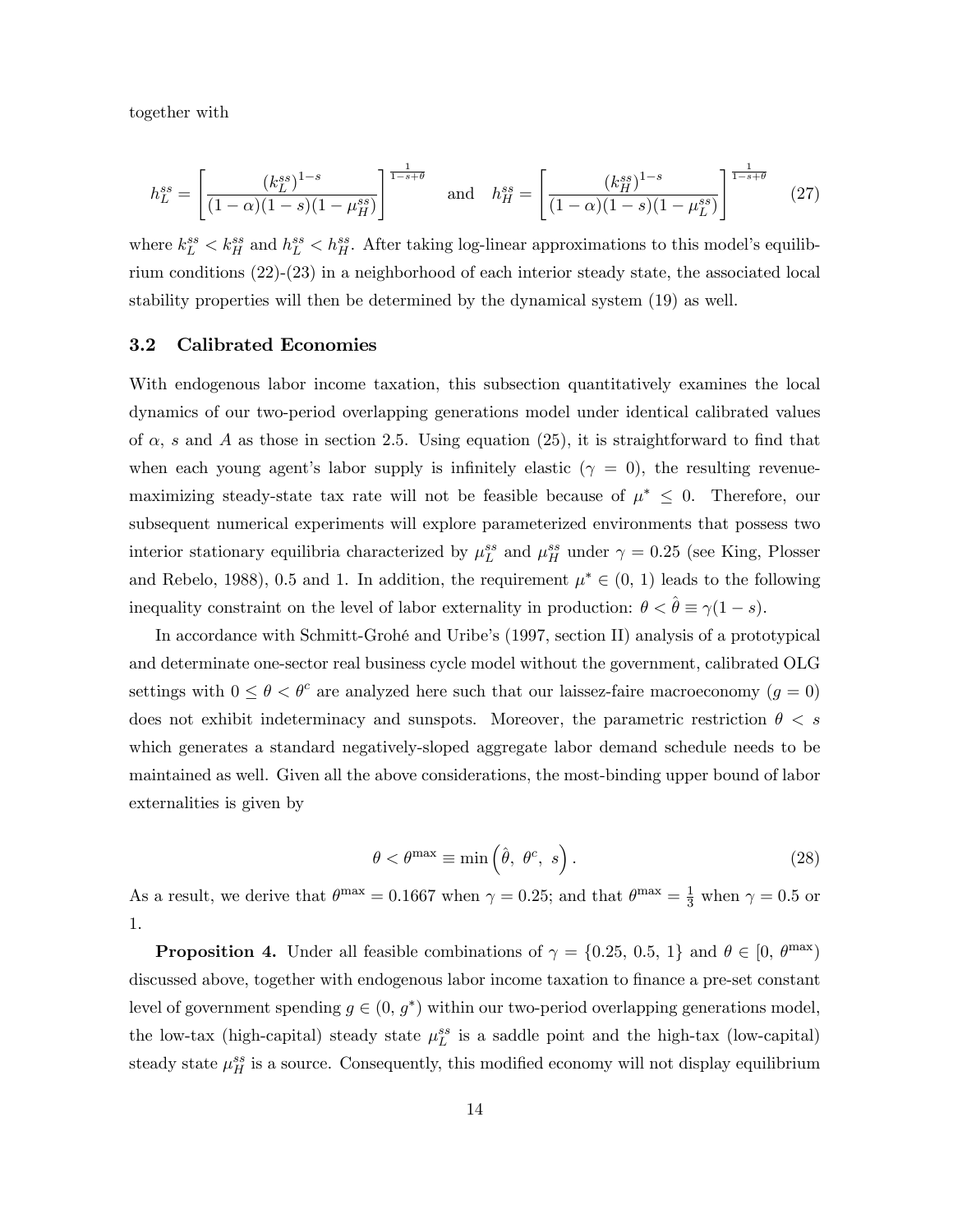together with

$$h_L^{ss} = \left[ \frac{(k_L^{ss})^{1-s}}{(1-\alpha)(1-s)(1-\mu_H^{ss})} \right]^{\frac{1}{1-s+\theta}} \quad \text{and} \quad h_H^{ss} = \left[ \frac{(k_H^{ss})^{1-s}}{(1-\alpha)(1-s)(1-\mu_L^{ss})} \right]^{\frac{1}{1-s+\theta}} \tag{27}$$

where $k_L^{ss} < k_H^{ss}$ and $h_L^{ss} < h_H^{ss}$. After taking log-linear approximations to this model's equilibrium conditions (22)-(23) in a neighborhood of each interior steady state, the associated local stability properties will then be determined by the dynamical system (19) as well.

### 3.2 Calibrated Economies

With endogenous labor income taxation, this subsection quantitatively examines the local dynamics of our two-period overlapping generations model under identical calibrated values of $\alpha$, $s$ and $A$ as those in section 2.5. Using equation (25), it is straightforward to find that when each young agent's labor supply is infinitely elastic ($\gamma = 0$), the resulting revenue-maximizing steady-state tax rate will not be feasible because of $\mu^* \leq 0$. Therefore, our subsequent numerical experiments will explore parameterized environments that possess two interior stationary equilibria characterized by $\mu_L^{ss}$ and $\mu_H^{ss}$ under $\gamma = 0.25$ (see King, Plosser and Rebelo, 1988), 0.5 and 1. In addition, the requirement $\mu^* \in (0, 1)$ leads to the following inequality constraint on the level of labor externality in production: $\theta < \hat{\theta} \equiv \gamma(1-s)$.

In accordance with Schmitt-Grohé and Uribe's (1997, section II) analysis of a prototypical and determinate one-sector real business cycle model without the government, calibrated OLG settings with $0 \leq \theta < \theta^c$ are analyzed here such that our laissez-faire macroeconomy ($g = 0$) does not exhibit indeterminacy and sunspots. Moreover, the parametric restriction $\theta < s$ which generates a standard negatively-sloped aggregate labor demand schedule needs to be maintained as well. Given all the above considerations, the most-binding upper bound of labor externalities is given by

$$\theta < \theta^{\max} \equiv \min\left(\hat{\theta},\ \theta^c,\ s\right). \tag{28}$$

As a result, we derive that $\theta^{\max} = 0.1667$ when $\gamma = 0.25$; and that $\theta^{\max} = \frac{1}{3}$ when $\gamma = 0.5$ or 1.

**Proposition 4.** Under all feasible combinations of $\gamma = \{0.25, 0.5, 1\}$ and $\theta \in [0, \theta^{\max})$ discussed above, together with endogenous labor income taxation to finance a pre-set constant level of government spending $g \in (0, g^*)$ within our two-period overlapping generations model, the low-tax (high-capital) steady state $\mu_L^{ss}$ is a saddle point and the high-tax (low-capital) steady state $\mu_H^{ss}$ is a source. Consequently, this modified economy will not display equilibrium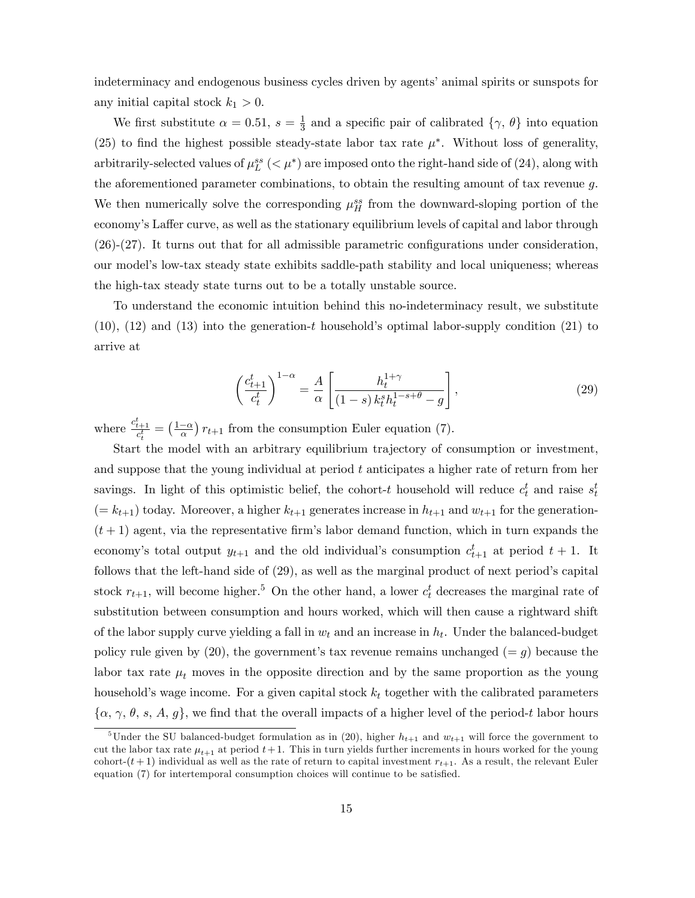indeterminacy and endogenous business cycles driven by agents' animal spirits or sunspots for any initial capital stock $k_1 > 0$.

We first substitute $\alpha = 0.51$, $s = \frac{1}{3}$ and a specific pair of calibrated $\{\gamma, \theta\}$ into equation (25) to find the highest possible steady-state labor tax rate $\mu^*$. Without loss of generality, arbitrarily-selected values of $\mu_L^{ss}$ ($< \mu^*$) are imposed onto the right-hand side of (24), along with the aforementioned parameter combinations, to obtain the resulting amount of tax revenue $g$. We then numerically solve the corresponding $\mu_H^{ss}$ from the downward-sloping portion of the economy's Laffer curve, as well as the stationary equilibrium levels of capital and labor through (26)-(27). It turns out that for all admissible parametric configurations under consideration, our model's low-tax steady state exhibits saddle-path stability and local uniqueness; whereas the high-tax steady state turns out to be a totally unstable source.

To understand the economic intuition behind this no-indeterminacy result, we substitute (10), (12) and (13) into the generation-$t$ household's optimal labor-supply condition (21) to arrive at

$$\left(\frac{c_{t+1}^t}{c_t^t}\right)^{1-\alpha} = \frac{A}{\alpha}\left[\frac{h_t^{1+\gamma}}{(1-s)\,k_t^s h_t^{1-s+\theta} - g}\right], \tag{29}$$

where $\frac{c_{t+1}^t}{c_t^t} = \left(\frac{1-\alpha}{\alpha}\right) r_{t+1}$ from the consumption Euler equation (7).

Start the model with an arbitrary equilibrium trajectory of consumption or investment, and suppose that the young individual at period $t$ anticipates a higher rate of return from her savings. In light of this optimistic belief, the cohort-$t$ household will reduce $c_t^t$ and raise $s_t^t$ ($= k_{t+1}$) today. Moreover, a higher $k_{t+1}$ generates increase in $h_{t+1}$ and $w_{t+1}$ for the generation-$(t+1)$ agent, via the representative firm's labor demand function, which in turn expands the economy's total output $y_{t+1}$ and the old individual's consumption $c_{t+1}^t$ at period $t+1$. It follows that the left-hand side of (29), as well as the marginal product of next period's capital stock $r_{t+1}$, will become higher.[5] On the other hand, a lower $c_t^t$ decreases the marginal rate of substitution between consumption and hours worked, which will then cause a rightward shift of the labor supply curve yielding a fall in $w_t$ and an increase in $h_t$. Under the balanced-budget policy rule given by (20), the government's tax revenue remains unchanged ($= g$) because the labor tax rate $\mu_t$ moves in the opposite direction and by the same proportion as the young household's wage income. For a given capital stock $k_t$ together with the calibrated parameters $\{\alpha, \gamma, \theta, s, A, g\}$, we find that the overall impacts of a higher level of the period-$t$ labor hours

[5] Under the SU balanced-budget formulation as in (20), higher $h_{t+1}$ and $w_{t+1}$ will force the government to cut the labor tax rate $\mu_{t+1}$ at period $t+1$. This in turn yields further increments in hours worked for the young cohort-$(t+1)$ individual as well as the rate of return to capital investment $r_{t+1}$. As a result, the relevant Euler equation (7) for intertemporal consumption choices will continue to be satisfied.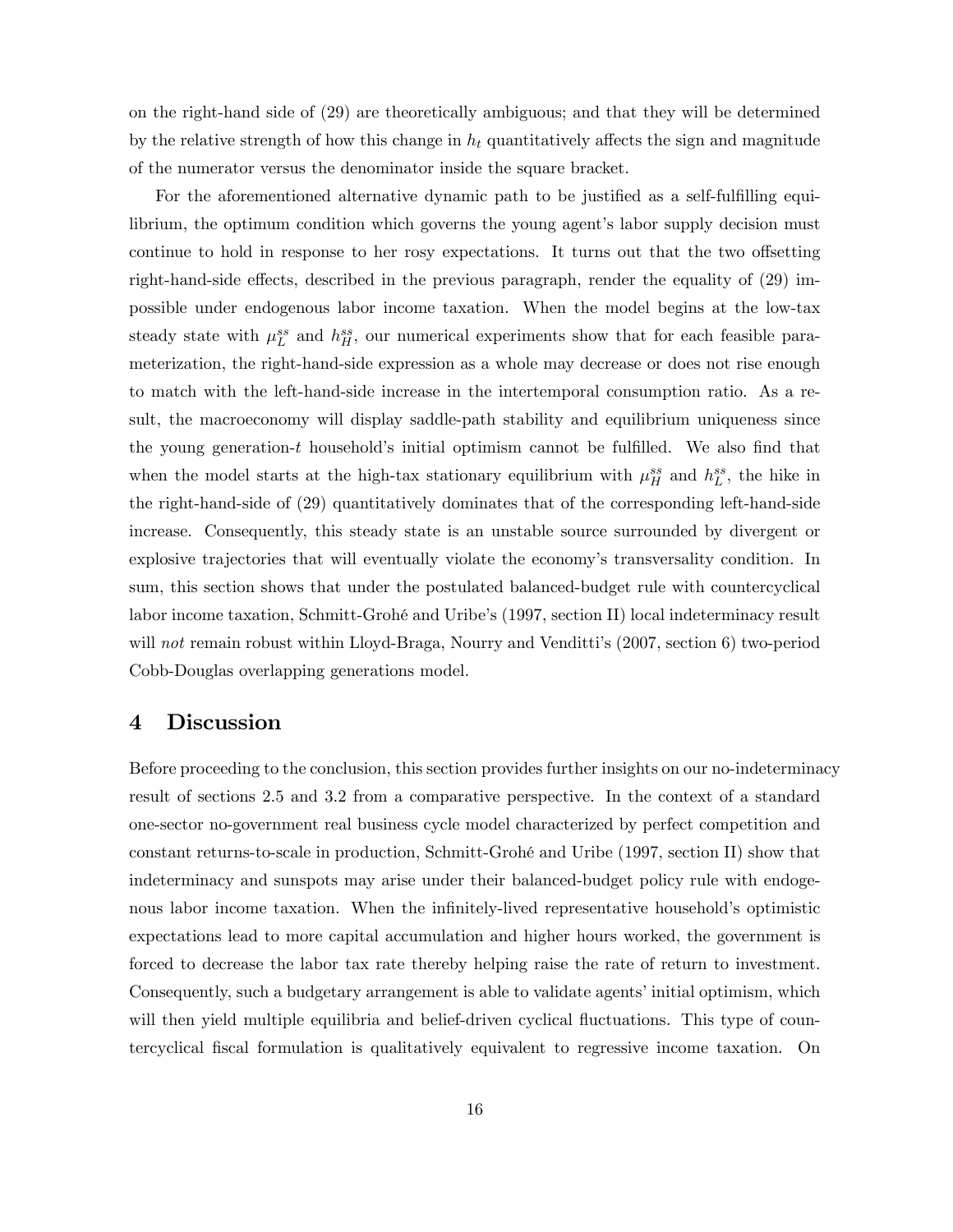on the right-hand side of (29) are theoretically ambiguous; and that they will be determined by the relative strength of how this change in $h_t$ quantitatively affects the sign and magnitude of the numerator versus the denominator inside the square bracket.

For the aforementioned alternative dynamic path to be justified as a self-fulfilling equilibrium, the optimum condition which governs the young agent's labor supply decision must continue to hold in response to her rosy expectations. It turns out that the two offsetting right-hand-side effects, described in the previous paragraph, render the equality of (29) impossible under endogenous labor income taxation. When the model begins at the low-tax steady state with $\mu_L^{ss}$ and $h_H^{ss}$, our numerical experiments show that for each feasible parameterization, the right-hand-side expression as a whole may decrease or does not rise enough to match with the left-hand-side increase in the intertemporal consumption ratio. As a result, the macroeconomy will display saddle-path stability and equilibrium uniqueness since the young generation-$t$ household's initial optimism cannot be fulfilled. We also find that when the model starts at the high-tax stationary equilibrium with $\mu_H^{ss}$ and $h_L^{ss}$, the hike in the right-hand-side of (29) quantitatively dominates that of the corresponding left-hand-side increase. Consequently, this steady state is an unstable source surrounded by divergent or explosive trajectories that will eventually violate the economy's transversality condition. In sum, this section shows that under the postulated balanced-budget rule with countercyclical labor income taxation, Schmitt-Grohé and Uribe's (1997, section II) local indeterminacy result will *not* remain robust within Lloyd-Braga, Nourry and Venditti's (2007, section 6) two-period Cobb-Douglas overlapping generations model.

## 4 Discussion

Before proceeding to the conclusion, this section provides further insights on our no-indeterminacy result of sections 2.5 and 3.2 from a comparative perspective. In the context of a standard one-sector no-government real business cycle model characterized by perfect competition and constant returns-to-scale in production, Schmitt-Grohé and Uribe (1997, section II) show that indeterminacy and sunspots may arise under their balanced-budget policy rule with endogenous labor income taxation. When the infinitely-lived representative household's optimistic expectations lead to more capital accumulation and higher hours worked, the government is forced to decrease the labor tax rate thereby helping raise the rate of return to investment. Consequently, such a budgetary arrangement is able to validate agents' initial optimism, which will then yield multiple equilibria and belief-driven cyclical fluctuations. This type of countercyclical fiscal formulation is qualitatively equivalent to regressive income taxation. On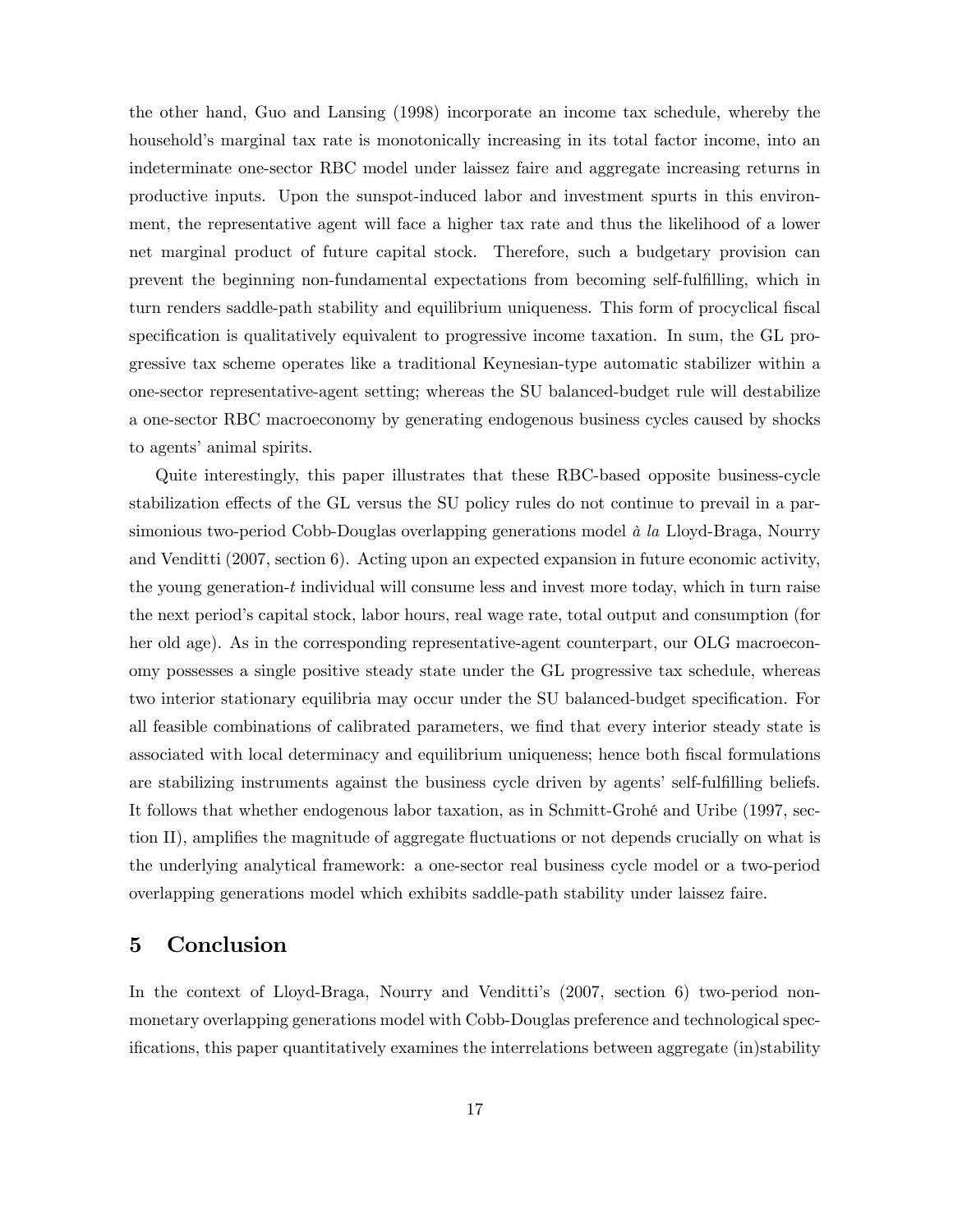the other hand, Guo and Lansing (1998) incorporate an income tax schedule, whereby the household's marginal tax rate is monotonically increasing in its total factor income, into an indeterminate one-sector RBC model under laissez faire and aggregate increasing returns in productive inputs. Upon the sunspot-induced labor and investment spurts in this environment, the representative agent will face a higher tax rate and thus the likelihood of a lower net marginal product of future capital stock. Therefore, such a budgetary provision can prevent the beginning non-fundamental expectations from becoming self-fulfilling, which in turn renders saddle-path stability and equilibrium uniqueness. This form of procyclical fiscal specification is qualitatively equivalent to progressive income taxation. In sum, the GL progressive tax scheme operates like a traditional Keynesian-type automatic stabilizer within a one-sector representative-agent setting; whereas the SU balanced-budget rule will destabilize a one-sector RBC macroeconomy by generating endogenous business cycles caused by shocks to agents' animal spirits.

Quite interestingly, this paper illustrates that these RBC-based opposite business-cycle stabilization effects of the GL versus the SU policy rules do not continue to prevail in a parsimonious two-period Cobb-Douglas overlapping generations model *à la* Lloyd-Braga, Nourry and Venditti (2007, section 6). Acting upon an expected expansion in future economic activity, the young generation-$t$ individual will consume less and invest more today, which in turn raise the next period's capital stock, labor hours, real wage rate, total output and consumption (for her old age). As in the corresponding representative-agent counterpart, our OLG macroeconomy possesses a single positive steady state under the GL progressive tax schedule, whereas two interior stationary equilibria may occur under the SU balanced-budget specification. For all feasible combinations of calibrated parameters, we find that every interior steady state is associated with local determinacy and equilibrium uniqueness; hence both fiscal formulations are stabilizing instruments against the business cycle driven by agents' self-fulfilling beliefs. It follows that whether endogenous labor taxation, as in Schmitt-Grohé and Uribe (1997, section II), amplifies the magnitude of aggregate fluctuations or not depends crucially on what is the underlying analytical framework: a one-sector real business cycle model or a two-period overlapping generations model which exhibits saddle-path stability under laissez faire.

# 5 Conclusion

In the context of Lloyd-Braga, Nourry and Venditti's (2007, section 6) two-period nonmonetary overlapping generations model with Cobb-Douglas preference and technological specifications, this paper quantitatively examines the interrelations between aggregate (in)stability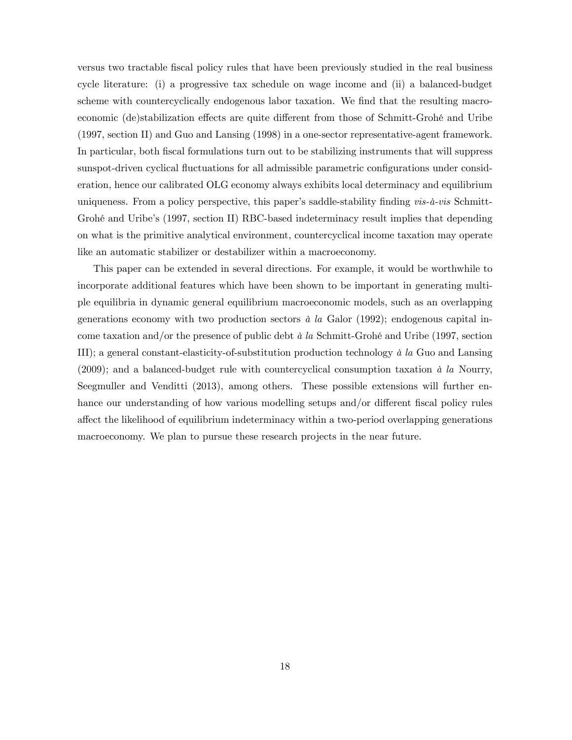versus two tractable fiscal policy rules that have been previously studied in the real business cycle literature: (i) a progressive tax schedule on wage income and (ii) a balanced-budget scheme with countercyclically endogenous labor taxation. We find that the resulting macroeconomic (de)stabilization effects are quite different from those of Schmitt-Grohé and Uribe (1997, section II) and Guo and Lansing (1998) in a one-sector representative-agent framework. In particular, both fiscal formulations turn out to be stabilizing instruments that will suppress sunspot-driven cyclical fluctuations for all admissible parametric configurations under consideration, hence our calibrated OLG economy always exhibits local determinacy and equilibrium uniqueness. From a policy perspective, this paper's saddle-stability finding *vis-à-vis* Schmitt-Grohé and Uribe's (1997, section II) RBC-based indeterminacy result implies that depending on what is the primitive analytical environment, countercyclical income taxation may operate like an automatic stabilizer or destabilizer within a macroeconomy.

This paper can be extended in several directions. For example, it would be worthwhile to incorporate additional features which have been shown to be important in generating multiple equilibria in dynamic general equilibrium macroeconomic models, such as an overlapping generations economy with two production sectors *à la* Galor (1992); endogenous capital income taxation and/or the presence of public debt *à la* Schmitt-Grohé and Uribe (1997, section III); a general constant-elasticity-of-substitution production technology *à la* Guo and Lansing (2009); and a balanced-budget rule with countercyclical consumption taxation *à la* Nourry, Seegmuller and Venditti (2013), among others. These possible extensions will further enhance our understanding of how various modelling setups and/or different fiscal policy rules affect the likelihood of equilibrium indeterminacy within a two-period overlapping generations macroeconomy. We plan to pursue these research projects in the near future.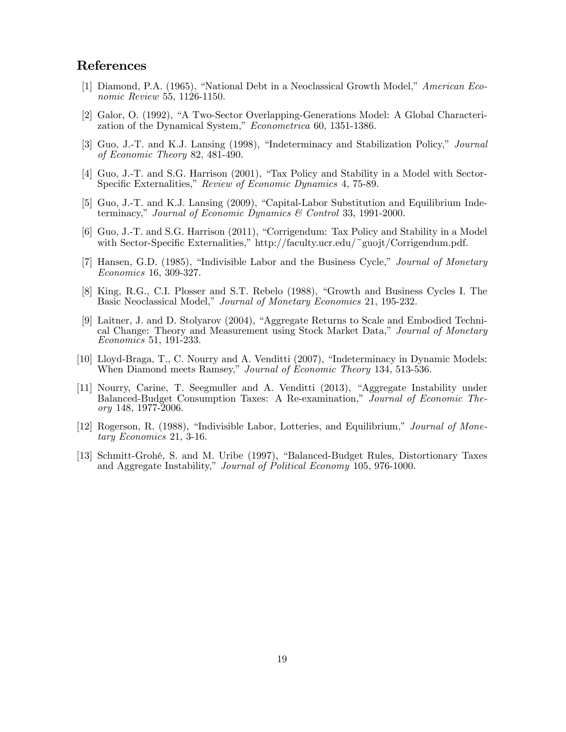## References

[1] Diamond, P.A. (1965), "National Debt in a Neoclassical Growth Model," *American Economic Review* 55, 1126-1150.

[2] Galor, O. (1992), "A Two-Sector Overlapping-Generations Model: A Global Characterization of the Dynamical System," *Econometrica* 60, 1351-1386.

[3] Guo, J.-T. and K.J. Lansing (1998), "Indeterminacy and Stabilization Policy," *Journal of Economic Theory* 82, 481-490.

[4] Guo, J.-T. and S.G. Harrison (2001), "Tax Policy and Stability in a Model with Sector-Specific Externalities," *Review of Economic Dynamics* 4, 75-89.

[5] Guo, J.-T. and K.J. Lansing (2009), "Capital-Labor Substitution and Equilibrium Indeterminacy," *Journal of Economic Dynamics & Control* 33, 1991-2000.

[6] Guo, J.-T. and S.G. Harrison (2011), "Corrigendum: Tax Policy and Stability in a Model with Sector-Specific Externalities," http://faculty.ucr.edu/~guojt/Corrigendum.pdf.

[7] Hansen, G.D. (1985), "Indivisible Labor and the Business Cycle," *Journal of Monetary Economics* 16, 309-327.

[8] King, R.G., C.I. Plosser and S.T. Rebelo (1988), "Growth and Business Cycles I. The Basic Neoclassical Model," *Journal of Monetary Economics* 21, 195-232.

[9] Laitner, J. and D. Stolyarov (2004), "Aggregate Returns to Scale and Embodied Technical Change: Theory and Measurement using Stock Market Data," *Journal of Monetary Economics* 51, 191-233.

[10] Lloyd-Braga, T., C. Nourry and A. Venditti (2007), "Indeterminacy in Dynamic Models: When Diamond meets Ramsey," *Journal of Economic Theory* 134, 513-536.

[11] Nourry, Carine, T. Seegmuller and A. Venditti (2013), "Aggregate Instability under Balanced-Budget Consumption Taxes: A Re-examination," *Journal of Economic Theory* 148, 1977-2006.

[12] Rogerson, R. (1988), "Indivisible Labor, Lotteries, and Equilibrium," *Journal of Monetary Economics* 21, 3-16.

[13] Schmitt-Grohé, S. and M. Uribe (1997), "Balanced-Budget Rules, Distortionary Taxes and Aggregate Instability," *Journal of Political Economy* 105, 976-1000.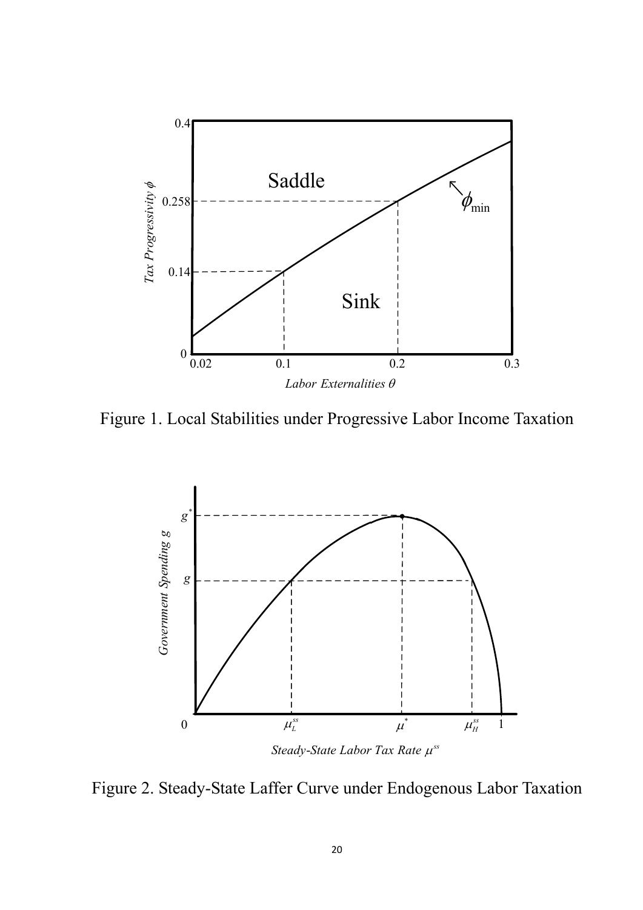0.4

Saddle

Tax Progressivity $\phi$

0.258

$\phi_{\min}$

0.14

Sink

0

0.02

0.1

0.2

0.3

*Labor Externalities $\theta$*

Figure 1. Local Stabilities under Progressive Labor Income Taxation

$g^*$

*Government Spending g*

$g$

0

$\mu_L^{ss}$

$\mu^*$

$\mu_H^{ss}$

1

*Steady-State Labor Tax Rate $\mu^{ss}$*

Figure 2. Steady-State Laffer Curve under Endogenous Labor Taxation